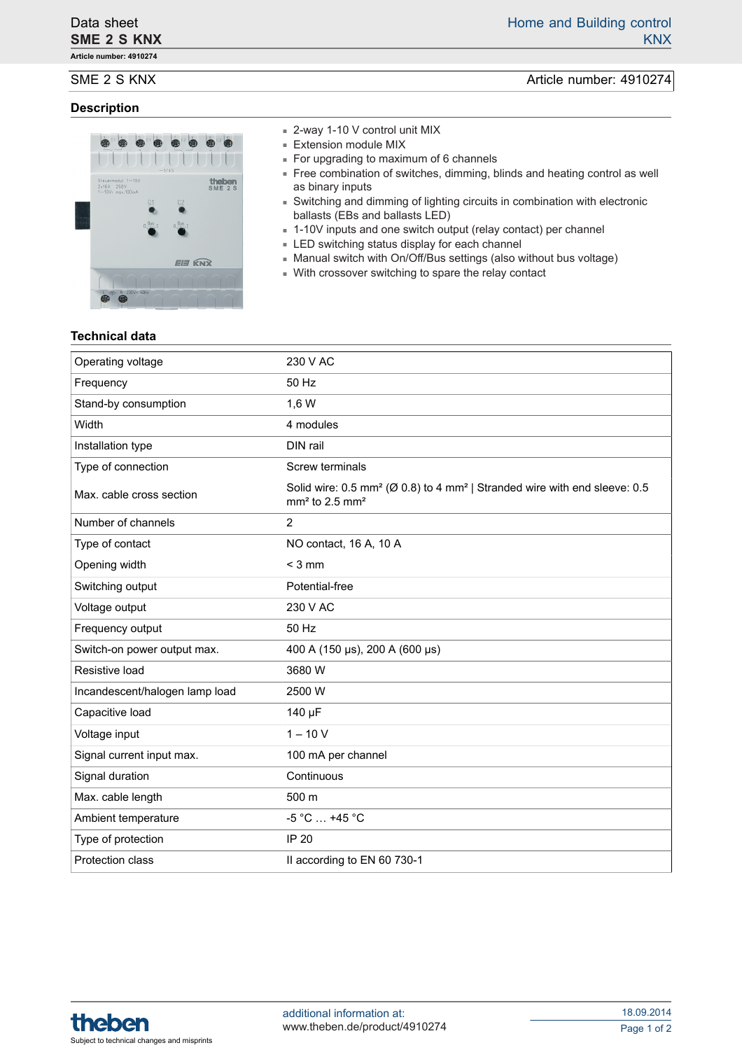# SME 2 S KNX

Article number: 4910274

## Description

- 2-way 1-10 V control unit MIX
- Extension module MIX
- For upgrading to maximum of 6 channels
- Free combination of switches, dimming, blinds and heating control as well as binary inputs
- Switching and dimming of lighting circuits in combination with electronic ballasts (EBs and ballasts LED)
- 1-10V inputs and one switch output (relay contact) per channel
- LED switching status display for each channel
- Manual switch with On/Off/Bus settings (also without bus voltage)
- With crossover switching to spare the relay contact

## Technical data

| | |
|---|---|
| Operating voltage | 230 V AC |
| Frequency | 50 Hz |
| Stand-by consumption | 1,6 W |
| Width | 4 modules |
| Installation type | DIN rail |
| Type of connection | Screw terminals |
| Max. cable cross section | Solid wire: 0.5 mm² (Ø 0.8) to 4 mm² \| Stranded wire with end sleeve: 0.5 mm² to 2.5 mm² |
| Number of channels | 2 |
| Type of contact | NO contact, 16 A, 10 A |
| Opening width | < 3 mm |
| Switching output | Potential-free |
| Voltage output | 230 V AC |
| Frequency output | 50 Hz |
| Switch-on power output max. | 400 A (150 µs), 200 A (600 µs) |
| Resistive load | 3680 W |
| Incandescent/halogen lamp load | 2500 W |
| Capacitive load | 140 µF |
| Voltage input | 1 – 10 V |
| Signal current input max. | 100 mA per channel |
| Signal duration | Continuous |
| Max. cable length | 500 m |
| Ambient temperature | -5 °C … +45 °C |
| Type of protection | IP 20 |
| Protection class | II according to EN 60 730-1 |

additional information at:
www.theben.de/product/4910274

18.09.2014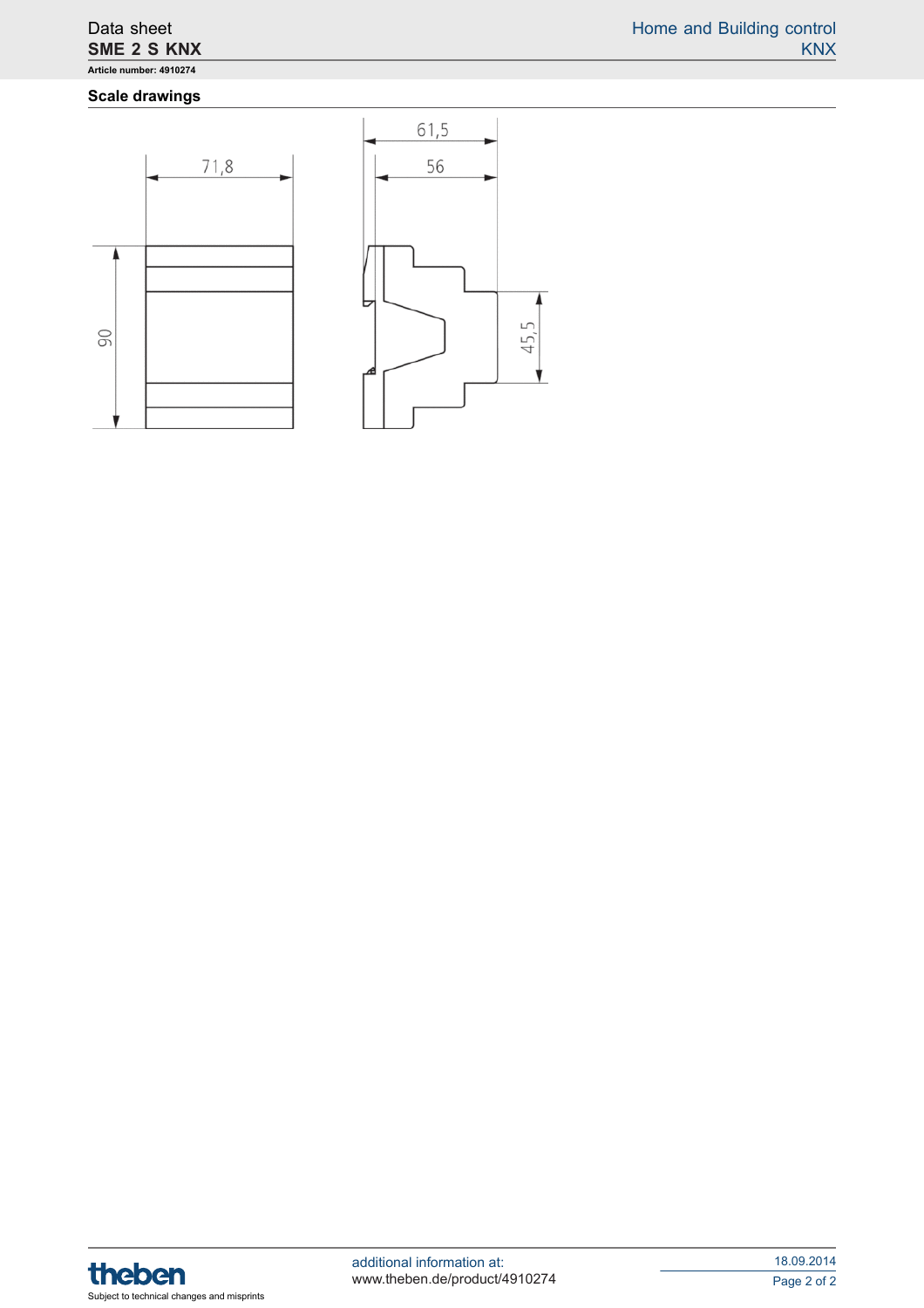## Scale drawings

71,8

90

61,5

56

45,5